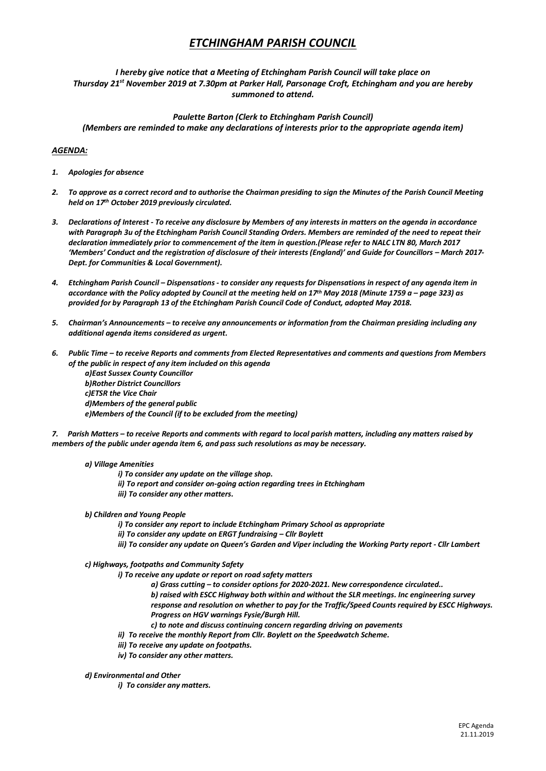# *ETCHINGHAM PARISH COUNCIL*

***I hereby give notice that a Meeting of Etchingham Parish Council will take place on Thursday 21st November 2019 at 7.30pm at Parker Hall, Parsonage Croft, Etchingham and you are hereby summoned to attend.***

***Paulette Barton (Clerk to Etchingham Parish Council)***
***(Members are reminded to make any declarations of interests prior to the appropriate agenda item)***

***AGENDA:***

1. ***Apologies for absence***

2. ***To approve as a correct record and to authorise the Chairman presiding to sign the Minutes of the Parish Council Meeting held on 17th October 2019 previously circulated.***

3. ***Declarations of Interest - To receive any disclosure by Members of any interests in matters on the agenda in accordance with Paragraph 3u of the Etchingham Parish Council Standing Orders. Members are reminded of the need to repeat their declaration immediately prior to commencement of the item in question.(Please refer to NALC LTN 80, March 2017 'Members' Conduct and the registration of disclosure of their interests (England)' and Guide for Councillors – March 2017- Dept. for Communities & Local Government).***

4. ***Etchingham Parish Council – Dispensations - to consider any requests for Dispensations in respect of any agenda item in accordance with the Policy adopted by Council at the meeting held on 17th May 2018 (Minute 1759 a – page 323) as provided for by Paragraph 13 of the Etchingham Parish Council Code of Conduct, adopted May 2018.***

5. ***Chairman's Announcements – to receive any announcements or information from the Chairman presiding including any additional agenda items considered as urgent.***

6. ***Public Time – to receive Reports and comments from Elected Representatives and comments and questions from Members of the public in respect of any item included on this agenda***
   ***a)East Sussex County Councillor***
   ***b)Rother District Councillors***
   ***c)ETSR the Vice Chair***
   ***d)Members of the general public***
   ***e)Members of the Council (if to be excluded from the meeting)***

7. ***Parish Matters – to receive Reports and comments with regard to local parish matters, including any matters raised by members of the public under agenda item 6, and pass such resolutions as may be necessary.***

   ***a) Village Amenities***
   - ***i) To consider any update on the village shop.***
   - ***ii) To report and consider on-going action regarding trees in Etchingham***
   - ***iii) To consider any other matters.***

   ***b) Children and Young People***
   - ***i) To consider any report to include Etchingham Primary School as appropriate***
   - ***ii) To consider any update on ERGT fundraising – Cllr Boylett***
   - ***iii) To consider any update on Queen's Garden and Viper including the Working Party report - Cllr Lambert***

   ***c) Highways, footpaths and Community Safety***
   - ***i) To receive any update or report on road safety matters***
     - ***a) Grass cutting – to consider options for 2020-2021. New correspondence circulated..***
     - ***b) raised with ESCC Highway both within and without the SLR meetings. Inc engineering survey response and resolution on whether to pay for the Traffic/Speed Counts required by ESCC Highways. Progress on HGV warnings Fysie/Burgh Hill.***
     - ***c) to note and discuss continuing concern regarding driving on pavements***
   - ***ii) To receive the monthly Report from Cllr. Boylett on the Speedwatch Scheme.***
   - ***iii) To receive any update on footpaths.***
   - ***iv) To consider any other matters.***

   ***d) Environmental and Other***
   - ***i) To consider any matters.***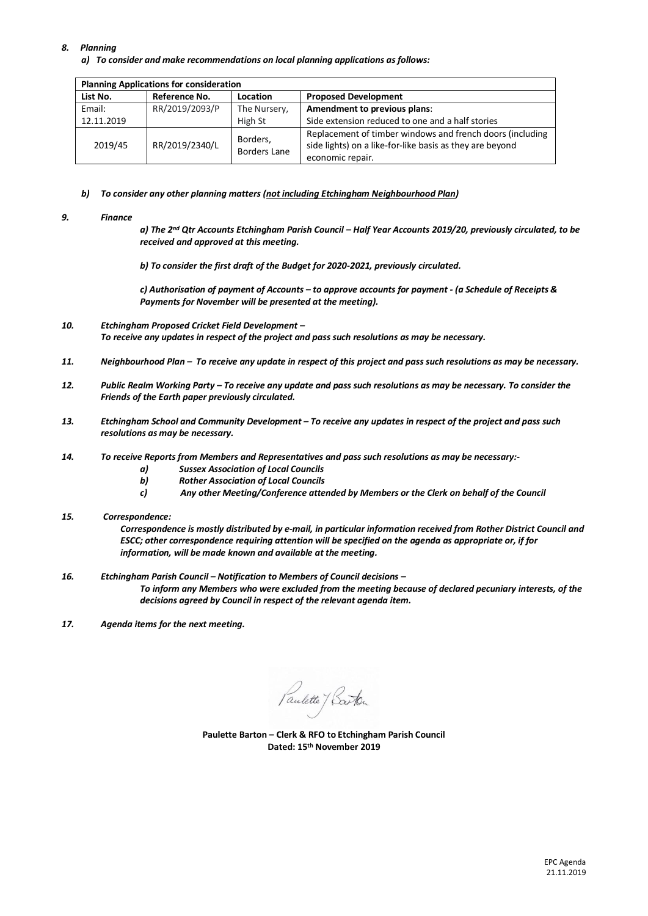*8. Planning*

*a) To consider and make recommendations on local planning applications as follows:*

| Planning Applications for consideration | | | |
|---|---|---|---|
| **List No.** | **Reference No.** | **Location** | **Proposed Development** |
| Email: 12.11.2019 | RR/2019/2093/P | The Nursery, High St | **Amendment to previous plans**: Side extension reduced to one and a half stories |
| 2019/45 | RR/2019/2340/L | Borders, Borders Lane | Replacement of timber windows and french doors (including side lights) on a like-for-like basis as they are beyond economic repair. |

*b) To consider any other planning matters (not including Etchingham Neighbourhood Plan)*

*9. Finance*

*a) The 2nd Qtr Accounts Etchingham Parish Council – Half Year Accounts 2019/20, previously circulated, to be received and approved at this meeting.*

*b) To consider the first draft of the Budget for 2020-2021, previously circulated.*

*c) Authorisation of payment of Accounts – to approve accounts for payment - (a Schedule of Receipts & Payments for November will be presented at the meeting).*

*10. Etchingham Proposed Cricket Field Development – To receive any updates in respect of the project and pass such resolutions as may be necessary.*

*11. Neighbourhood Plan – To receive any update in respect of this project and pass such resolutions as may be necessary.*

*12. Public Realm Working Party – To receive any update and pass such resolutions as may be necessary. To consider the Friends of the Earth paper previously circulated.*

*13. Etchingham School and Community Development – To receive any updates in respect of the project and pass such resolutions as may be necessary.*

*14. To receive Reports from Members and Representatives and pass such resolutions as may be necessary:-*

*a) Sussex Association of Local Councils*

*b) Rother Association of Local Councils*

*c) Any other Meeting/Conference attended by Members or the Clerk on behalf of the Council*

*15. Correspondence:*

*Correspondence is mostly distributed by e-mail, in particular information received from Rother District Council and ESCC; other correspondence requiring attention will be specified on the agenda as appropriate or, if for information, will be made known and available at the meeting.*

*16. Etchingham Parish Council – Notification to Members of Council decisions – To inform any Members who were excluded from the meeting because of declared pecuniary interests, of the decisions agreed by Council in respect of the relevant agenda item.*

*17. Agenda items for the next meeting.*

Paulette J Barton

**Paulette Barton – Clerk & RFO to Etchingham Parish Council**
**Dated: 15th November 2019**